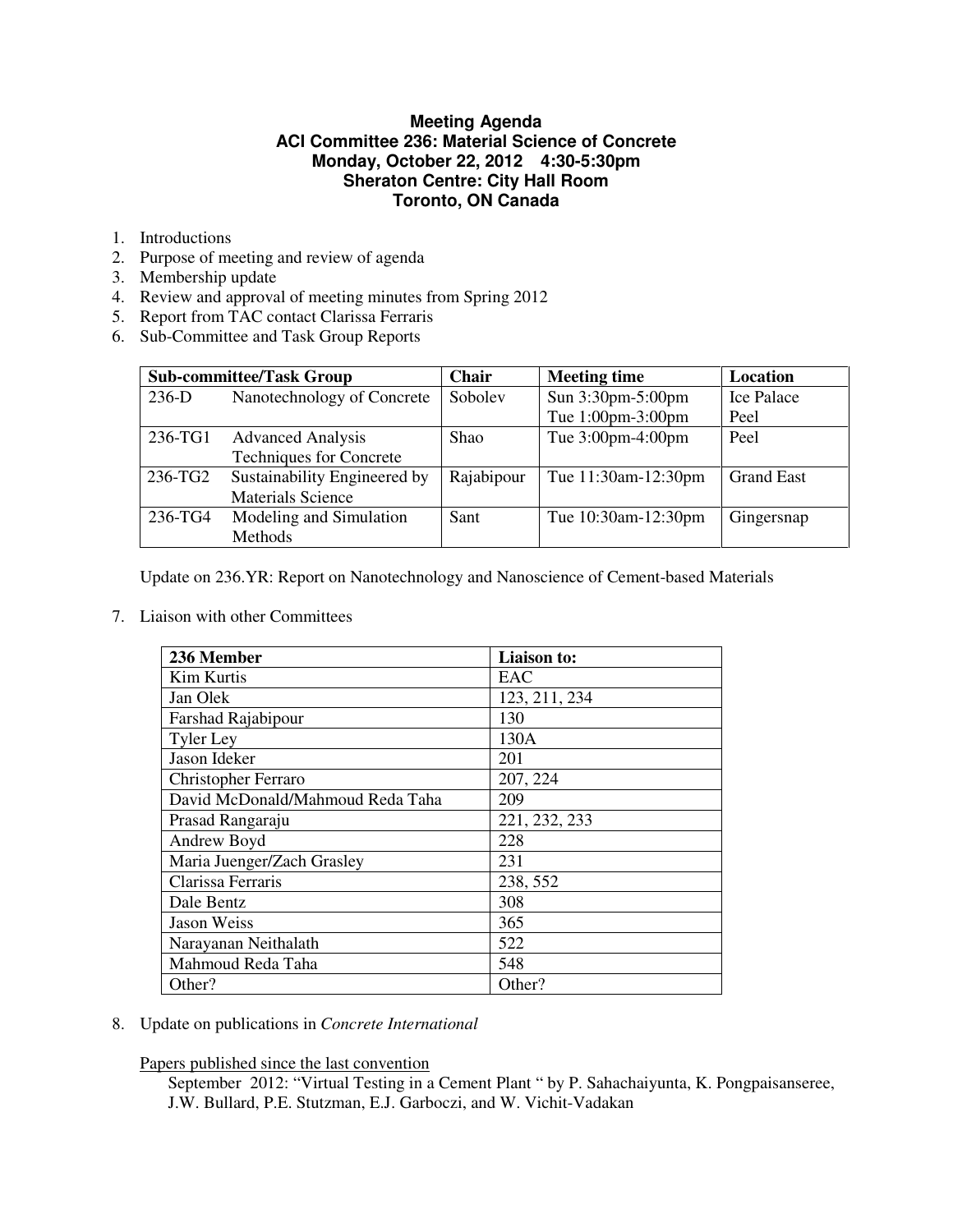**Meeting Agenda**
**ACI Committee 236: Material Science of Concrete**
**Monday, October 22, 2012 4:30-5:30pm**
**Sheraton Centre: City Hall Room**
**Toronto, ON Canada**

1. Introductions
2. Purpose of meeting and review of agenda
3. Membership update
4. Review and approval of meeting minutes from Spring 2012
5. Report from TAC contact Clarissa Ferraris
6. Sub-Committee and Task Group Reports

| Sub-committee/Task Group | | Chair | Meeting time | Location |
|---|---|---|---|---|
| 236-D | Nanotechnology of Concrete | Sobolev | Sun 3:30pm-5:00pm<br>Tue 1:00pm-3:00pm | Ice Palace<br>Peel |
| 236-TG1 | Advanced Analysis Techniques for Concrete | Shao | Tue 3:00pm-4:00pm | Peel |
| 236-TG2 | Sustainability Engineered by Materials Science | Rajabipour | Tue 11:30am-12:30pm | Grand East |
| 236-TG4 | Modeling and Simulation Methods | Sant | Tue 10:30am-12:30pm | Gingersnap |

Update on 236.YR: Report on Nanotechnology and Nanoscience of Cement-based Materials

7. Liaison with other Committees

| 236 Member | Liaison to: |
|---|---|
| Kim Kurtis | EAC |
| Jan Olek | 123, 211, 234 |
| Farshad Rajabipour | 130 |
| Tyler Ley | 130A |
| Jason Ideker | 201 |
| Christopher Ferraro | 207, 224 |
| David McDonald/Mahmoud Reda Taha | 209 |
| Prasad Rangaraju | 221, 232, 233 |
| Andrew Boyd | 228 |
| Maria Juenger/Zach Grasley | 231 |
| Clarissa Ferraris | 238, 552 |
| Dale Bentz | 308 |
| Jason Weiss | 365 |
| Narayanan Neithalath | 522 |
| Mahmoud Reda Taha | 548 |
| Other? | Other? |

8. Update on publications in *Concrete International*

<u>Papers published since the last convention</u>

September 2012: "Virtual Testing in a Cement Plant " by P. Sahachaiyunta, K. Pongpaisanseree, J.W. Bullard, P.E. Stutzman, E.J. Garboczi, and W. Vichit-Vadakan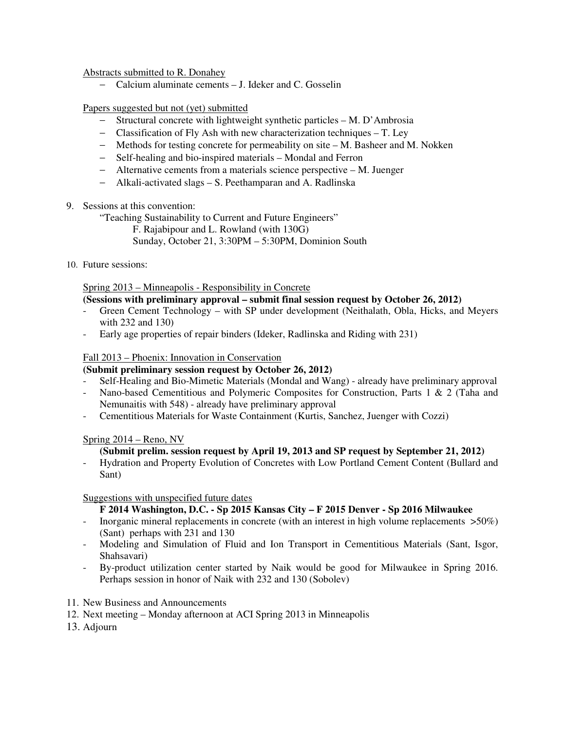Abstracts submitted to R. Donahey

- Calcium aluminate cements – J. Ideker and C. Gosselin

Papers suggested but not (yet) submitted

- Structural concrete with lightweight synthetic particles – M. D'Ambrosia
- Classification of Fly Ash with new characterization techniques – T. Ley
- Methods for testing concrete for permeability on site – M. Basheer and M. Nokken
- Self-healing and bio-inspired materials – Mondal and Ferron
- Alternative cements from a materials science perspective – M. Juenger
- Alkali-activated slags – S. Peethamparan and A. Radlinska

9. Sessions at this convention:

   "Teaching Sustainability to Current and Future Engineers"
   F. Rajabipour and L. Rowland (with 130G)
   Sunday, October 21, 3:30PM – 5:30PM, Dominion South

10. Future sessions:

Spring 2013 – Minneapolis - Responsibility in Concrete

**(Sessions with preliminary approval – submit final session request by October 26, 2012)**

- Green Cement Technology – with SP under development (Neithalath, Obla, Hicks, and Meyers with 232 and 130)
- Early age properties of repair binders (Ideker, Radlinska and Riding with 231)

Fall 2013 – Phoenix: Innovation in Conservation

**(Submit preliminary session request by October 26, 2012)**

- Self-Healing and Bio-Mimetic Materials (Mondal and Wang) - already have preliminary approval
- Nano-based Cementitious and Polymeric Composites for Construction, Parts 1 & 2 (Taha and Nemunaitis with 548) - already have preliminary approval
- Cementitious Materials for Waste Containment (Kurtis, Sanchez, Juenger with Cozzi)

Spring 2014 – Reno, NV

**(Submit prelim. session request by April 19, 2013 and SP request by September 21, 2012)**

- Hydration and Property Evolution of Concretes with Low Portland Cement Content (Bullard and Sant)

Suggestions with unspecified future dates

**F 2014 Washington, D.C. - Sp 2015 Kansas City – F 2015 Denver - Sp 2016 Milwaukee**

- Inorganic mineral replacements in concrete (with an interest in high volume replacements >50%) (Sant) perhaps with 231 and 130
- Modeling and Simulation of Fluid and Ion Transport in Cementitious Materials (Sant, Isgor, Shahsavari)
- By-product utilization center started by Naik would be good for Milwaukee in Spring 2016. Perhaps session in honor of Naik with 232 and 130 (Sobolev)

11. New Business and Announcements
12. Next meeting – Monday afternoon at ACI Spring 2013 in Minneapolis
13. Adjourn